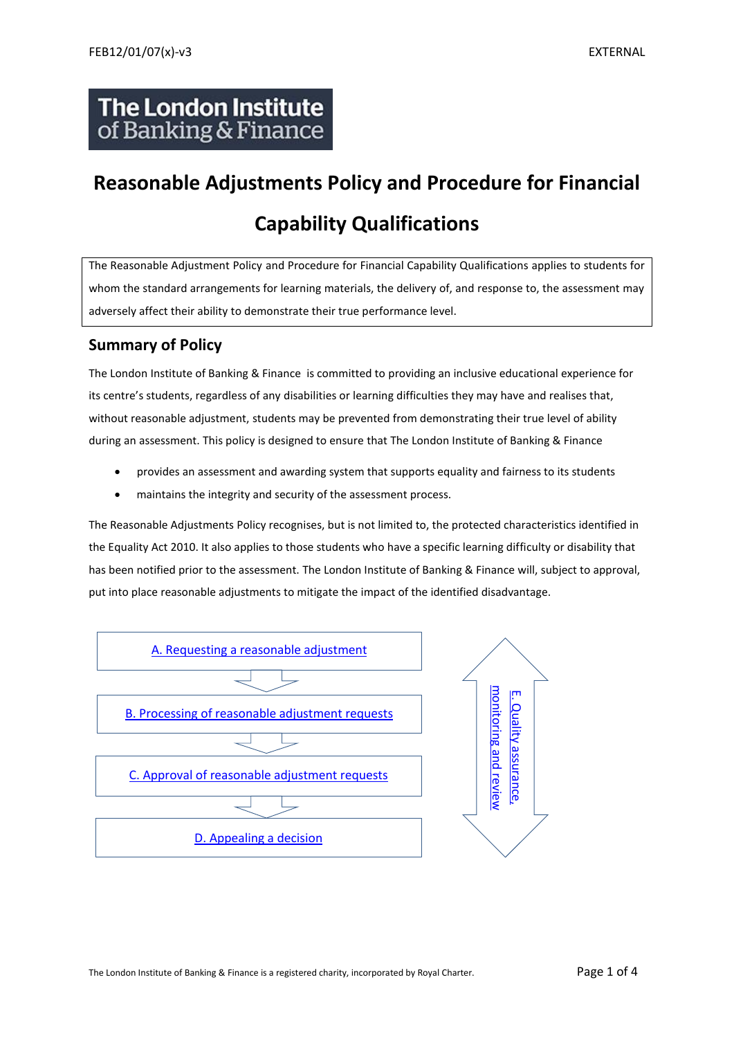# Reasonable Adjustments Policy and Procedure for Financial Capability Qualifications

The Reasonable Adjustment Policy and Procedure for Financial Capability Qualifications applies to students for whom the standard arrangements for learning materials, the delivery of, and response to, the assessment may adversely affect their ability to demonstrate their true performance level.

## Summary of Policy

The London Institute of Banking & Finance is committed to providing an inclusive educational experience for its centre's students, regardless of any disabilities or learning difficulties they may have and realises that, without reasonable adjustment, students may be prevented from demonstrating their true level of ability during an assessment. This policy is designed to ensure that The London Institute of Banking & Finance

- provides an assessment and awarding system that supports equality and fairness to its students
- maintains the integrity and security of the assessment process.

The Reasonable Adjustments Policy recognises, but is not limited to, the protected characteristics identified in the Equality Act 2010. It also applies to those students who have a specific learning difficulty or disability that has been notified prior to the assessment. The London Institute of Banking & Finance will, subject to approval, put into place reasonable adjustments to mitigate the impact of the identified disadvantage.

A. Requesting a reasonable adjustment

B. Processing of reasonable adjustment requests

C. Approval of reasonable adjustment requests

D. Appealing a decision

E. Quality assurance, monitoring and review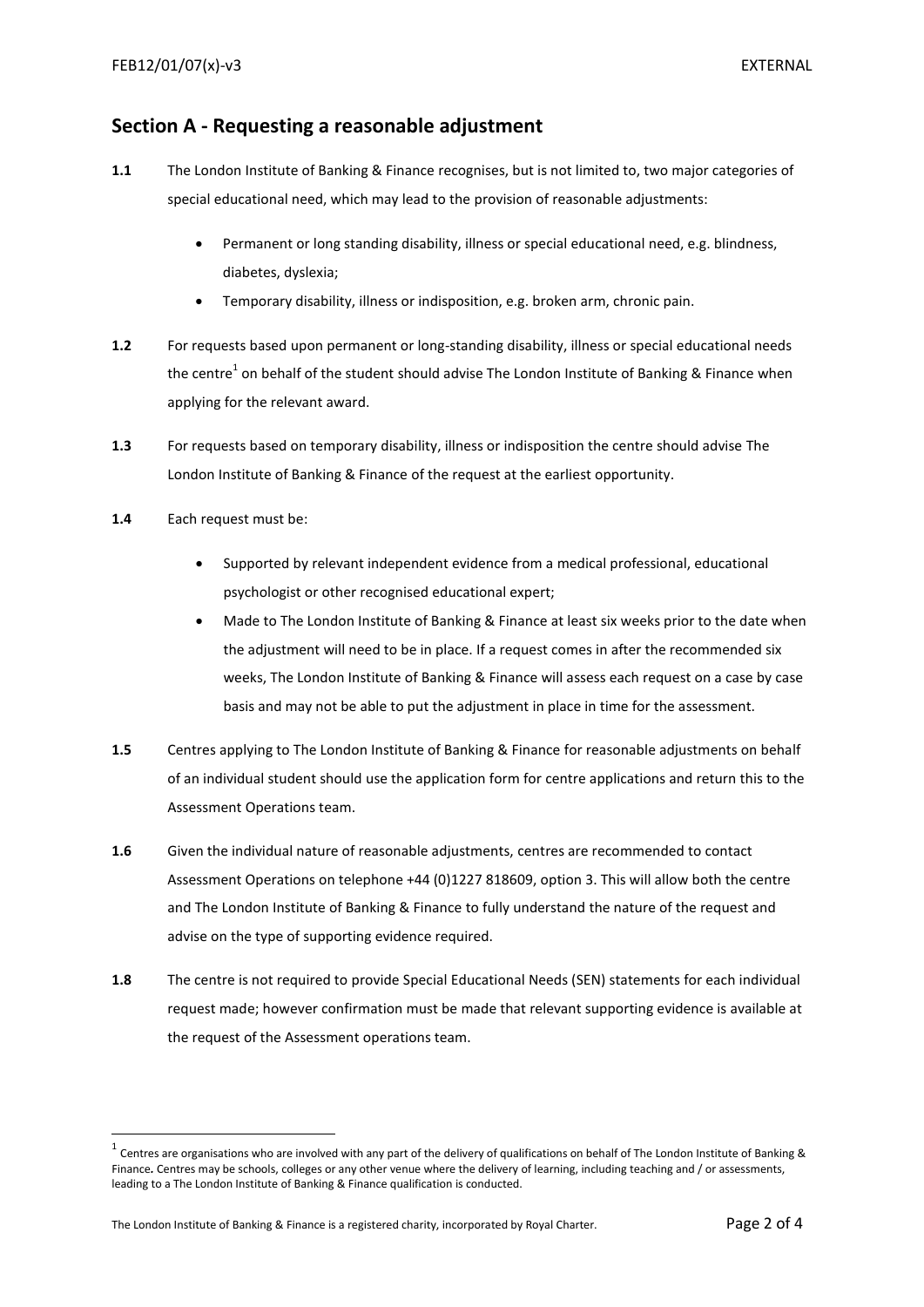## Section A - Requesting a reasonable adjustment

**1.1** The London Institute of Banking & Finance recognises, but is not limited to, two major categories of special educational need, which may lead to the provision of reasonable adjustments:

- Permanent or long standing disability, illness or special educational need, e.g. blindness, diabetes, dyslexia;
- Temporary disability, illness or indisposition, e.g. broken arm, chronic pain.

**1.2** For requests based upon permanent or long-standing disability, illness or special educational needs the centre[1] on behalf of the student should advise The London Institute of Banking & Finance when applying for the relevant award.

**1.3** For requests based on temporary disability, illness or indisposition the centre should advise The London Institute of Banking & Finance of the request at the earliest opportunity.

**1.4** Each request must be:

- Supported by relevant independent evidence from a medical professional, educational psychologist or other recognised educational expert;
- Made to The London Institute of Banking & Finance at least six weeks prior to the date when the adjustment will need to be in place. If a request comes in after the recommended six weeks, The London Institute of Banking & Finance will assess each request on a case by case basis and may not be able to put the adjustment in place in time for the assessment.

**1.5** Centres applying to The London Institute of Banking & Finance for reasonable adjustments on behalf of an individual student should use the application form for centre applications and return this to the Assessment Operations team.

**1.6** Given the individual nature of reasonable adjustments, centres are recommended to contact Assessment Operations on telephone +44 (0)1227 818609, option 3. This will allow both the centre and The London Institute of Banking & Finance to fully understand the nature of the request and advise on the type of supporting evidence required.

**1.8** The centre is not required to provide Special Educational Needs (SEN) statements for each individual request made; however confirmation must be made that relevant supporting evidence is available at the request of the Assessment operations team.

---

[1] Centres are organisations who are involved with any part of the delivery of qualifications on behalf of The London Institute of Banking & Finance. Centres may be schools, colleges or any other venue where the delivery of learning, including teaching and / or assessments, leading to a The London Institute of Banking & Finance qualification is conducted.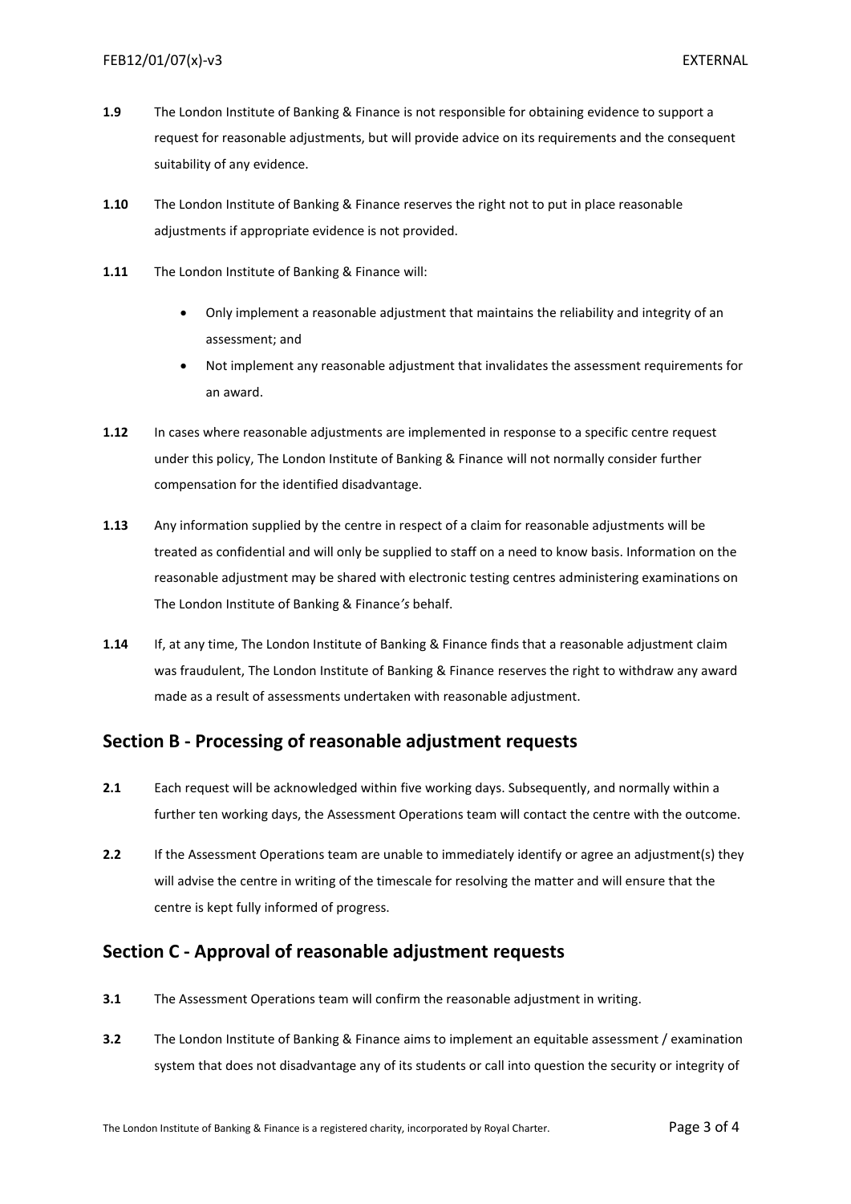**1.9** The London Institute of Banking & Finance is not responsible for obtaining evidence to support a request for reasonable adjustments, but will provide advice on its requirements and the consequent suitability of any evidence.

**1.10** The London Institute of Banking & Finance reserves the right not to put in place reasonable adjustments if appropriate evidence is not provided.

**1.11** The London Institute of Banking & Finance will:

- Only implement a reasonable adjustment that maintains the reliability and integrity of an assessment; and
- Not implement any reasonable adjustment that invalidates the assessment requirements for an award.

**1.12** In cases where reasonable adjustments are implemented in response to a specific centre request under this policy, The London Institute of Banking & Finance will not normally consider further compensation for the identified disadvantage.

**1.13** Any information supplied by the centre in respect of a claim for reasonable adjustments will be treated as confidential and will only be supplied to staff on a need to know basis. Information on the reasonable adjustment may be shared with electronic testing centres administering examinations on The London Institute of Banking & Finance*'s* behalf.

**1.14** If, at any time, The London Institute of Banking & Finance finds that a reasonable adjustment claim was fraudulent, The London Institute of Banking & Finance reserves the right to withdraw any award made as a result of assessments undertaken with reasonable adjustment.

## Section B - Processing of reasonable adjustment requests

**2.1** Each request will be acknowledged within five working days. Subsequently, and normally within a further ten working days, the Assessment Operations team will contact the centre with the outcome.

**2.2** If the Assessment Operations team are unable to immediately identify or agree an adjustment(s) they will advise the centre in writing of the timescale for resolving the matter and will ensure that the centre is kept fully informed of progress.

## Section C - Approval of reasonable adjustment requests

**3.1** The Assessment Operations team will confirm the reasonable adjustment in writing.

**3.2** The London Institute of Banking & Finance aims to implement an equitable assessment / examination system that does not disadvantage any of its students or call into question the security or integrity of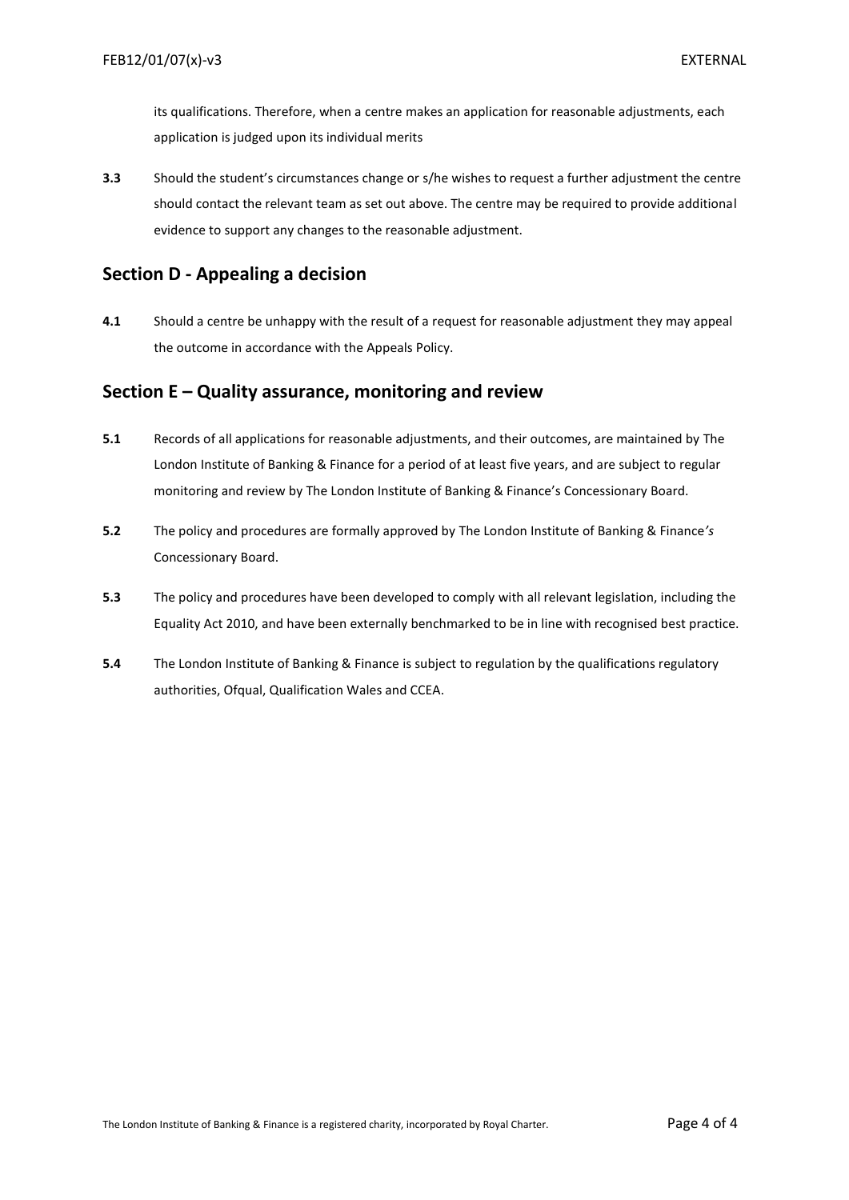its qualifications. Therefore, when a centre makes an application for reasonable adjustments, each application is judged upon its individual merits

**3.3** Should the student's circumstances change or s/he wishes to request a further adjustment the centre should contact the relevant team as set out above. The centre may be required to provide additional evidence to support any changes to the reasonable adjustment.

## Section D - Appealing a decision

**4.1** Should a centre be unhappy with the result of a request for reasonable adjustment they may appeal the outcome in accordance with the Appeals Policy.

## Section E – Quality assurance, monitoring and review

**5.1** Records of all applications for reasonable adjustments, and their outcomes, are maintained by The London Institute of Banking & Finance for a period of at least five years, and are subject to regular monitoring and review by The London Institute of Banking & Finance's Concessionary Board.

**5.2** The policy and procedures are formally approved by The London Institute of Banking & Finance*'s* Concessionary Board.

**5.3** The policy and procedures have been developed to comply with all relevant legislation, including the Equality Act 2010, and have been externally benchmarked to be in line with recognised best practice.

**5.4** The London Institute of Banking & Finance is subject to regulation by the qualifications regulatory authorities, Ofqual, Qualification Wales and CCEA.